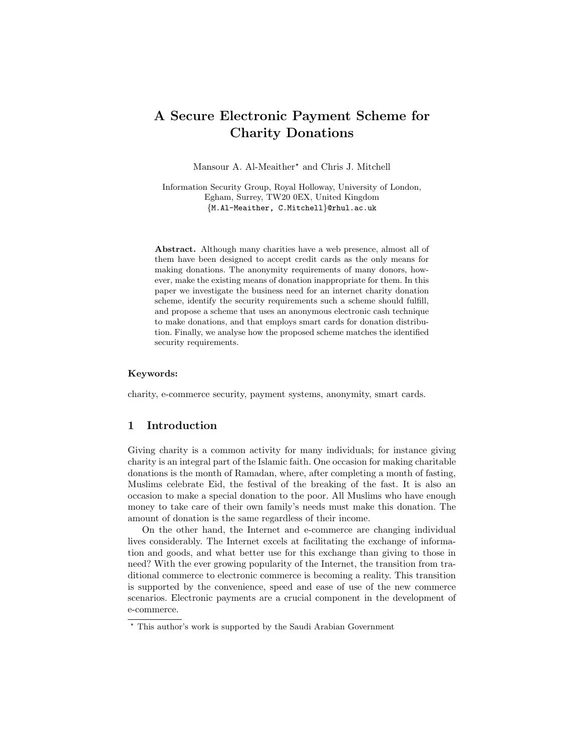# A Secure Electronic Payment Scheme for Charity Donations

Mansour A. Al-Meaither* and Chris J. Mitchell

Information Security Group, Royal Holloway, University of London, Egham, Surrey, TW20 0EX, United Kingdom
{M.Al-Meaither, C.Mitchell}@rhul.ac.uk

**Abstract.** Although many charities have a web presence, almost all of them have been designed to accept credit cards as the only means for making donations. The anonymity requirements of many donors, however, make the existing means of donation inappropriate for them. In this paper we investigate the business need for an internet charity donation scheme, identify the security requirements such a scheme should fulfill, and propose a scheme that uses an anonymous electronic cash technique to make donations, and that employs smart cards for donation distribution. Finally, we analyse how the proposed scheme matches the identified security requirements.

**Keywords:**

charity, e-commerce security, payment systems, anonymity, smart cards.

## 1 Introduction

Giving charity is a common activity for many individuals; for instance giving charity is an integral part of the Islamic faith. One occasion for making charitable donations is the month of Ramadan, where, after completing a month of fasting, Muslims celebrate Eid, the festival of the breaking of the fast. It is also an occasion to make a special donation to the poor. All Muslims who have enough money to take care of their own family's needs must make this donation. The amount of donation is the same regardless of their income.

On the other hand, the Internet and e-commerce are changing individual lives considerably. The Internet excels at facilitating the exchange of information and goods, and what better use for this exchange than giving to those in need? With the ever growing popularity of the Internet, the transition from traditional commerce to electronic commerce is becoming a reality. This transition is supported by the convenience, speed and ease of use of the new commerce scenarios. Electronic payments are a crucial component in the development of e-commerce.

* This author's work is supported by the Saudi Arabian Government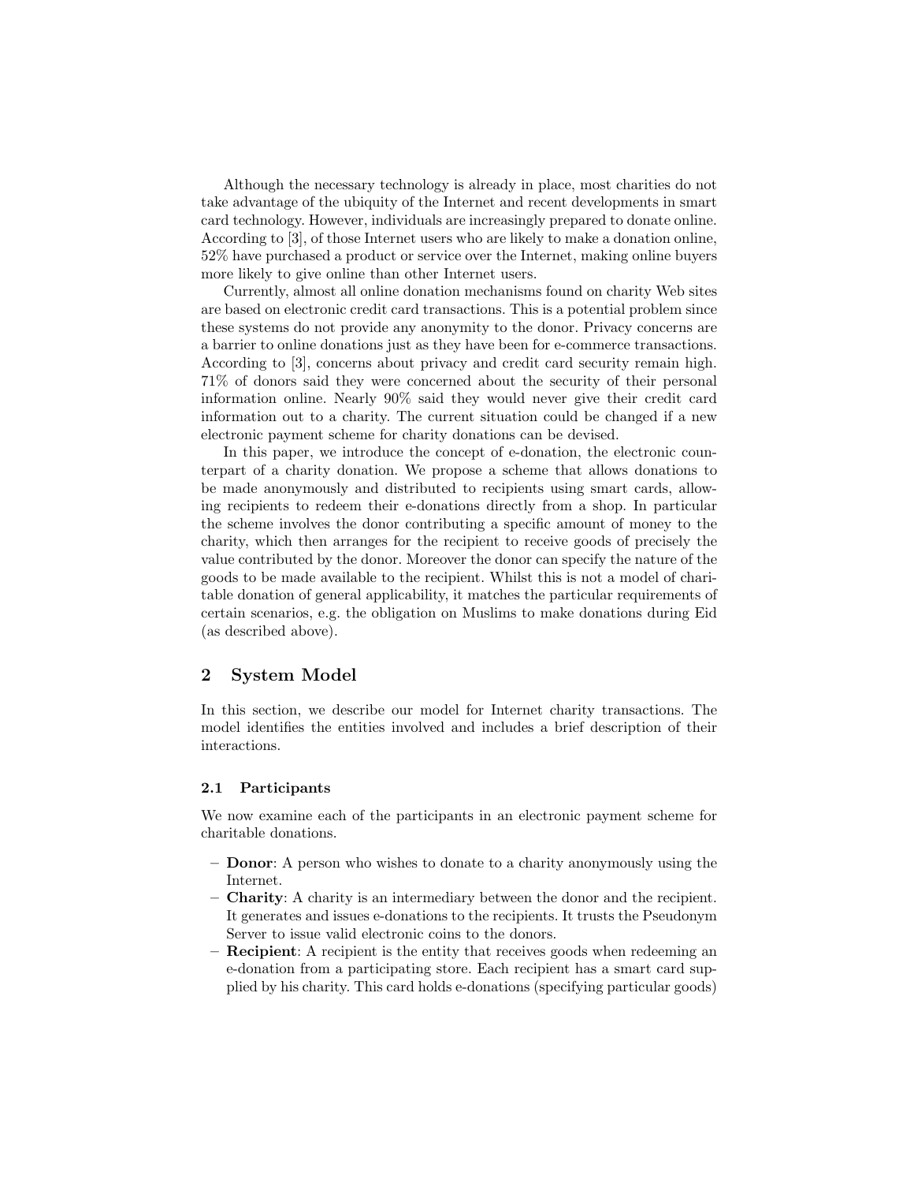Although the necessary technology is already in place, most charities do not take advantage of the ubiquity of the Internet and recent developments in smart card technology. However, individuals are increasingly prepared to donate online. According to [3], of those Internet users who are likely to make a donation online, 52% have purchased a product or service over the Internet, making online buyers more likely to give online than other Internet users.

Currently, almost all online donation mechanisms found on charity Web sites are based on electronic credit card transactions. This is a potential problem since these systems do not provide any anonymity to the donor. Privacy concerns are a barrier to online donations just as they have been for e-commerce transactions. According to [3], concerns about privacy and credit card security remain high. 71% of donors said they were concerned about the security of their personal information online. Nearly 90% said they would never give their credit card information out to a charity. The current situation could be changed if a new electronic payment scheme for charity donations can be devised.

In this paper, we introduce the concept of e-donation, the electronic counterpart of a charity donation. We propose a scheme that allows donations to be made anonymously and distributed to recipients using smart cards, allowing recipients to redeem their e-donations directly from a shop. In particular the scheme involves the donor contributing a specific amount of money to the charity, which then arranges for the recipient to receive goods of precisely the value contributed by the donor. Moreover the donor can specify the nature of the goods to be made available to the recipient. Whilst this is not a model of charitable donation of general applicability, it matches the particular requirements of certain scenarios, e.g. the obligation on Muslims to make donations during Eid (as described above).

## 2 System Model

In this section, we describe our model for Internet charity transactions. The model identifies the entities involved and includes a brief description of their interactions.

### 2.1 Participants

We now examine each of the participants in an electronic payment scheme for charitable donations.

- **Donor**: A person who wishes to donate to a charity anonymously using the Internet.
- **Charity**: A charity is an intermediary between the donor and the recipient. It generates and issues e-donations to the recipients. It trusts the Pseudonym Server to issue valid electronic coins to the donors.
- **Recipient**: A recipient is the entity that receives goods when redeeming an e-donation from a participating store. Each recipient has a smart card supplied by his charity. This card holds e-donations (specifying particular goods)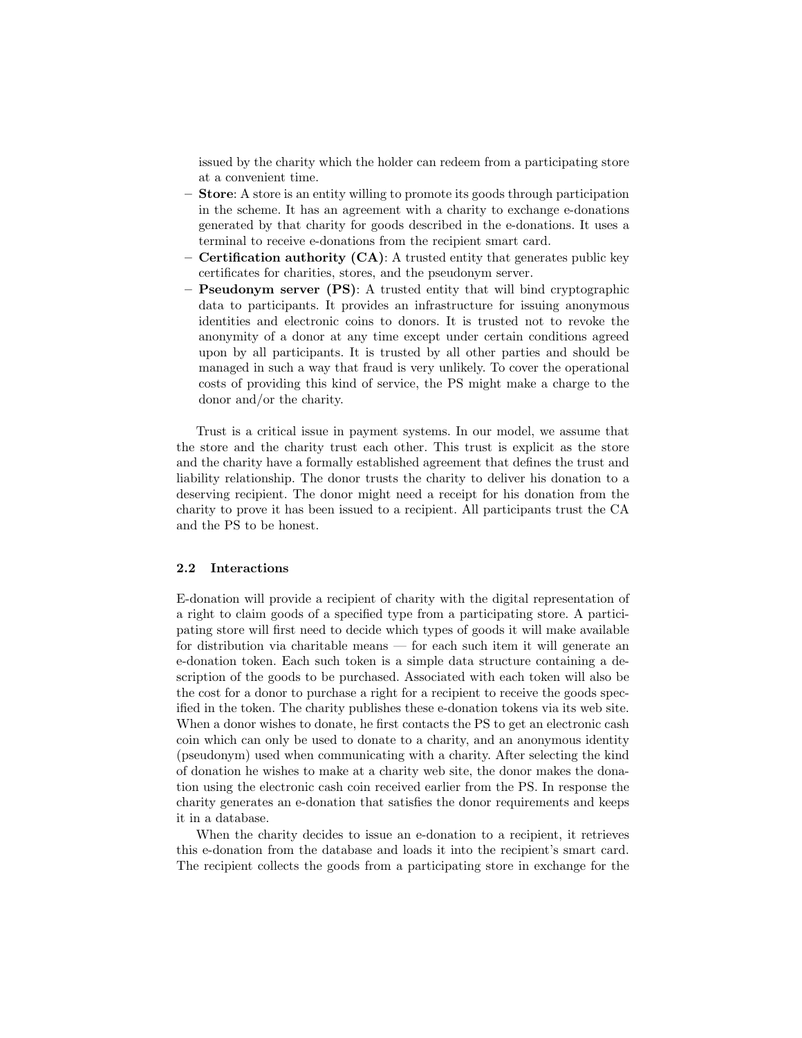issued by the charity which the holder can redeem from a participating store at a convenient time.

- **Store**: A store is an entity willing to promote its goods through participation in the scheme. It has an agreement with a charity to exchange e-donations generated by that charity for goods described in the e-donations. It uses a terminal to receive e-donations from the recipient smart card.
- **Certification authority (CA)**: A trusted entity that generates public key certificates for charities, stores, and the pseudonym server.
- **Pseudonym server (PS)**: A trusted entity that will bind cryptographic data to participants. It provides an infrastructure for issuing anonymous identities and electronic coins to donors. It is trusted not to revoke the anonymity of a donor at any time except under certain conditions agreed upon by all participants. It is trusted by all other parties and should be managed in such a way that fraud is very unlikely. To cover the operational costs of providing this kind of service, the PS might make a charge to the donor and/or the charity.

Trust is a critical issue in payment systems. In our model, we assume that the store and the charity trust each other. This trust is explicit as the store and the charity have a formally established agreement that defines the trust and liability relationship. The donor trusts the charity to deliver his donation to a deserving recipient. The donor might need a receipt for his donation from the charity to prove it has been issued to a recipient. All participants trust the CA and the PS to be honest.

### 2.2 Interactions

E-donation will provide a recipient of charity with the digital representation of a right to claim goods of a specified type from a participating store. A participating store will first need to decide which types of goods it will make available for distribution via charitable means — for each such item it will generate an e-donation token. Each such token is a simple data structure containing a description of the goods to be purchased. Associated with each token will also be the cost for a donor to purchase a right for a recipient to receive the goods specified in the token. The charity publishes these e-donation tokens via its web site. When a donor wishes to donate, he first contacts the PS to get an electronic cash coin which can only be used to donate to a charity, and an anonymous identity (pseudonym) used when communicating with a charity. After selecting the kind of donation he wishes to make at a charity web site, the donor makes the donation using the electronic cash coin received earlier from the PS. In response the charity generates an e-donation that satisfies the donor requirements and keeps it in a database.

When the charity decides to issue an e-donation to a recipient, it retrieves this e-donation from the database and loads it into the recipient's smart card. The recipient collects the goods from a participating store in exchange for the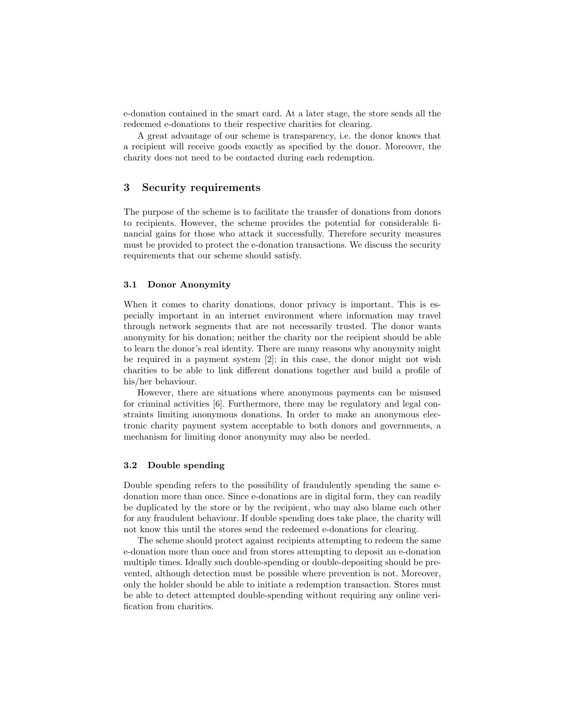e-donation contained in the smart card. At a later stage, the store sends all the redeemed e-donations to their respective charities for clearing.

A great advantage of our scheme is transparency, i.e. the donor knows that a recipient will receive goods exactly as specified by the donor. Moreover, the charity does not need to be contacted during each redemption.

## 3 Security requirements

The purpose of the scheme is to facilitate the transfer of donations from donors to recipients. However, the scheme provides the potential for considerable financial gains for those who attack it successfully. Therefore security measures must be provided to protect the e-donation transactions. We discuss the security requirements that our scheme should satisfy.

### 3.1 Donor Anonymity

When it comes to charity donations, donor privacy is important. This is especially important in an internet environment where information may travel through network segments that are not necessarily trusted. The donor wants anonymity for his donation; neither the charity nor the recipient should be able to learn the donor's real identity. There are many reasons why anonymity might be required in a payment system [2]; in this case, the donor might not wish charities to be able to link different donations together and build a profile of his/her behaviour.

However, there are situations where anonymous payments can be misused for criminal activities [6]. Furthermore, there may be regulatory and legal constraints limiting anonymous donations. In order to make an anonymous electronic charity payment system acceptable to both donors and governments, a mechanism for limiting donor anonymity may also be needed.

### 3.2 Double spending

Double spending refers to the possibility of fraudulently spending the same e-donation more than once. Since e-donations are in digital form, they can readily be duplicated by the store or by the recipient, who may also blame each other for any fraudulent behaviour. If double spending does take place, the charity will not know this until the stores send the redeemed e-donations for clearing.

The scheme should protect against recipients attempting to redeem the same e-donation more than once and from stores attempting to deposit an e-donation multiple times. Ideally such double-spending or double-depositing should be prevented, although detection must be possible where prevention is not. Moreover, only the holder should be able to initiate a redemption transaction. Stores must be able to detect attempted double-spending without requiring any online verification from charities.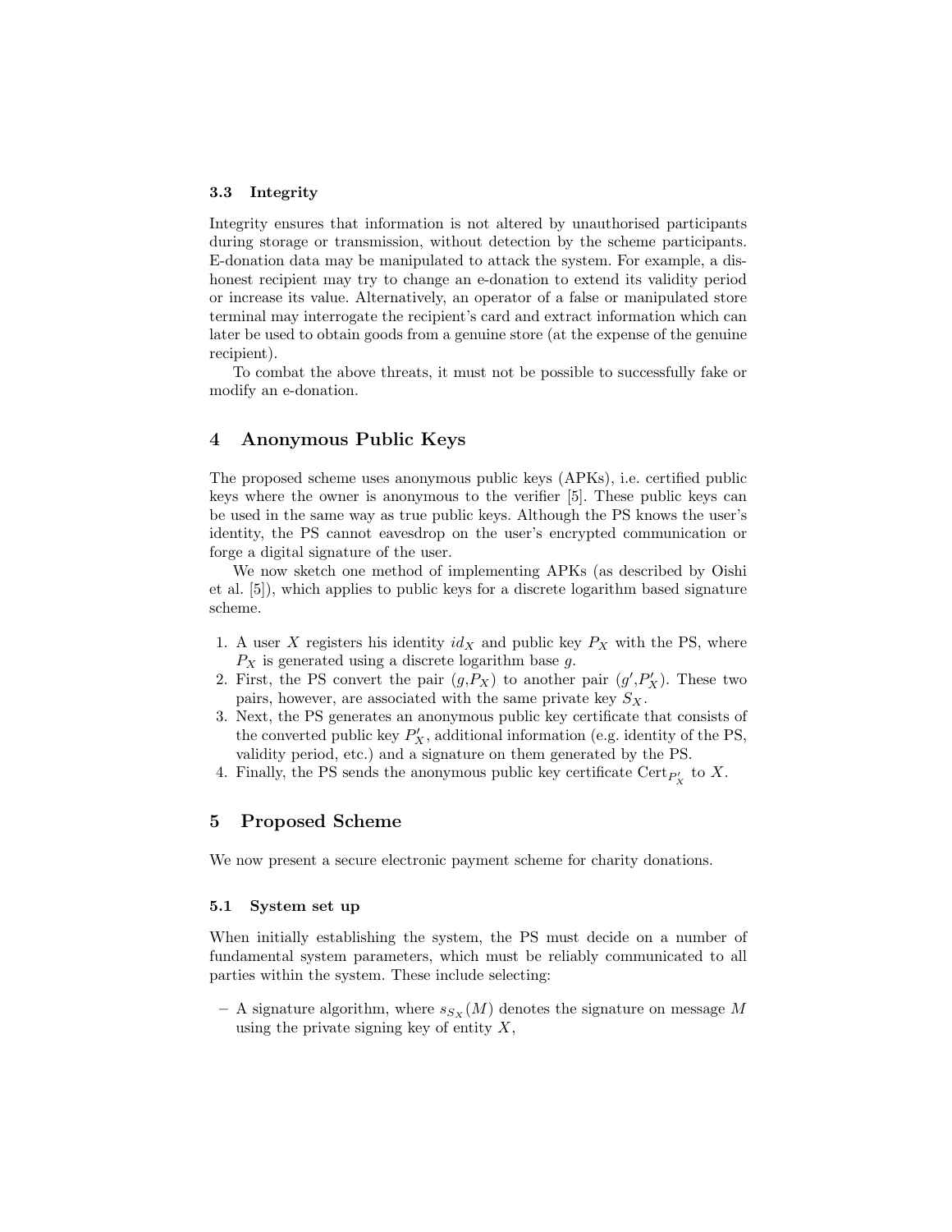### 3.3 Integrity

Integrity ensures that information is not altered by unauthorised participants during storage or transmission, without detection by the scheme participants. E-donation data may be manipulated to attack the system. For example, a dishonest recipient may try to change an e-donation to extend its validity period or increase its value. Alternatively, an operator of a false or manipulated store terminal may interrogate the recipient's card and extract information which can later be used to obtain goods from a genuine store (at the expense of the genuine recipient).

To combat the above threats, it must not be possible to successfully fake or modify an e-donation.

## 4 Anonymous Public Keys

The proposed scheme uses anonymous public keys (APKs), i.e. certified public keys where the owner is anonymous to the verifier [5]. These public keys can be used in the same way as true public keys. Although the PS knows the user's identity, the PS cannot eavesdrop on the user's encrypted communication or forge a digital signature of the user.

We now sketch one method of implementing APKs (as described by Oishi et al. [5]), which applies to public keys for a discrete logarithm based signature scheme.

1. A user $X$ registers his identity $id_X$ and public key $P_X$ with the PS, where $P_X$ is generated using a discrete logarithm base $g$.
2. First, the PS convert the pair ($g$,$P_X$) to another pair ($g'$,$P'_X$). These two pairs, however, are associated with the same private key $S_X$.
3. Next, the PS generates an anonymous public key certificate that consists of the converted public key $P'_X$, additional information (e.g. identity of the PS, validity period, etc.) and a signature on them generated by the PS.
4. Finally, the PS sends the anonymous public key certificate $\text{Cert}_{P'_X}$ to $X$.

## 5 Proposed Scheme

We now present a secure electronic payment scheme for charity donations.

### 5.1 System set up

When initially establishing the system, the PS must decide on a number of fundamental system parameters, which must be reliably communicated to all parties within the system. These include selecting:

– A signature algorithm, where $s_{S_X}(M)$ denotes the signature on message $M$ using the private signing key of entity $X$,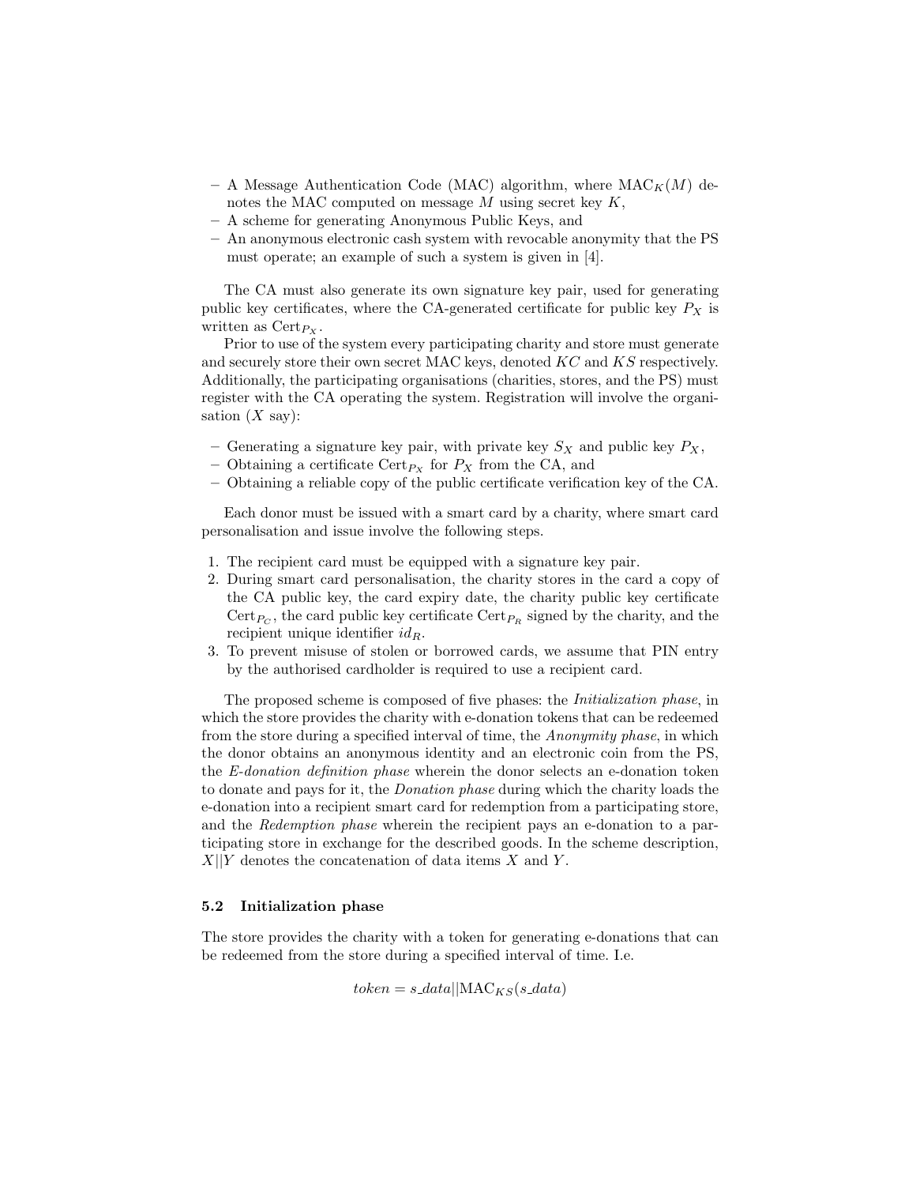- A Message Authentication Code (MAC) algorithm, where $\text{MAC}_K(M)$ denotes the MAC computed on message $M$ using secret key $K$,
- A scheme for generating Anonymous Public Keys, and
- An anonymous electronic cash system with revocable anonymity that the PS must operate; an example of such a system is given in [4].

The CA must also generate its own signature key pair, used for generating public key certificates, where the CA-generated certificate for public key $P_X$ is written as $\text{Cert}_{P_X}$.

Prior to use of the system every participating charity and store must generate and securely store their own secret MAC keys, denoted $KC$ and $KS$ respectively. Additionally, the participating organisations (charities, stores, and the PS) must register with the CA operating the system. Registration will involve the organisation ($X$ say):

- Generating a signature key pair, with private key $S_X$ and public key $P_X$,
- Obtaining a certificate $\text{Cert}_{P_X}$ for $P_X$ from the CA, and
- Obtaining a reliable copy of the public certificate verification key of the CA.

Each donor must be issued with a smart card by a charity, where smart card personalisation and issue involve the following steps.

1. The recipient card must be equipped with a signature key pair.
2. During smart card personalisation, the charity stores in the card a copy of the CA public key, the card expiry date, the charity public key certificate $\text{Cert}_{P_C}$, the card public key certificate $\text{Cert}_{P_R}$ signed by the charity, and the recipient unique identifier $id_R$.
3. To prevent misuse of stolen or borrowed cards, we assume that PIN entry by the authorised cardholder is required to use a recipient card.

The proposed scheme is composed of five phases: the *Initialization phase*, in which the store provides the charity with e-donation tokens that can be redeemed from the store during a specified interval of time, the *Anonymity phase*, in which the donor obtains an anonymous identity and an electronic coin from the PS, the *E-donation definition phase* wherein the donor selects an e-donation token to donate and pays for it, the *Donation phase* during which the charity loads the e-donation into a recipient smart card for redemption from a participating store, and the *Redemption phase* wherein the recipient pays an e-donation to a participating store in exchange for the described goods. In the scheme description, $X||Y$ denotes the concatenation of data items $X$ and $Y$.

### 5.2 Initialization phase

The store provides the charity with a token for generating e-donations that can be redeemed from the store during a specified interval of time. I.e.

$$token = s\_data||\text{MAC}_{KS}(s\_data)$$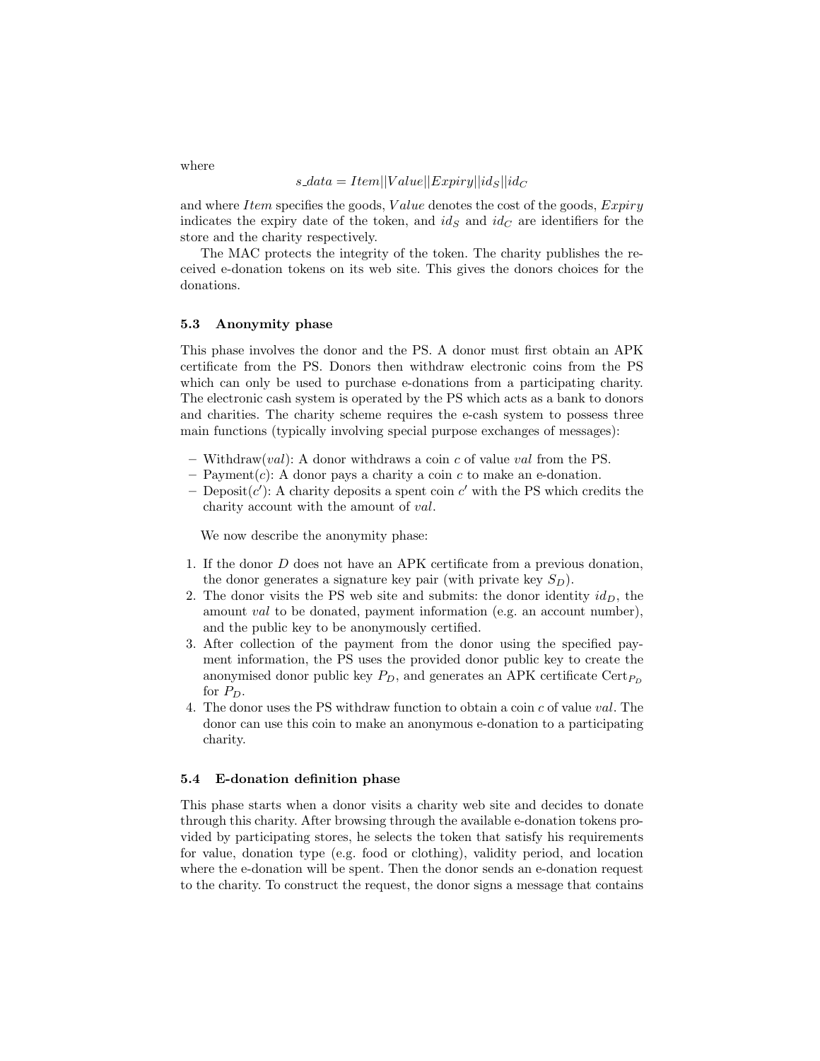where

$$s\_data = Item||Value||Expiry||id_S||id_C$$

and where $Item$ specifies the goods, $Value$ denotes the cost of the goods, $Expiry$ indicates the expiry date of the token, and $id_S$ and $id_C$ are identifiers for the store and the charity respectively.

The MAC protects the integrity of the token. The charity publishes the received e-donation tokens on its web site. This gives the donors choices for the donations.

### 5.3 Anonymity phase

This phase involves the donor and the PS. A donor must first obtain an APK certificate from the PS. Donors then withdraw electronic coins from the PS which can only be used to purchase e-donations from a participating charity. The electronic cash system is operated by the PS which acts as a bank to donors and charities. The charity scheme requires the e-cash system to possess three main functions (typically involving special purpose exchanges of messages):

- Withdraw($val$): A donor withdraws a coin $c$ of value $val$ from the PS.
- Payment($c$): A donor pays a charity a coin $c$ to make an e-donation.
- Deposit($c'$): A charity deposits a spent coin $c'$ with the PS which credits the charity account with the amount of $val$.

We now describe the anonymity phase:

1. If the donor $D$ does not have an APK certificate from a previous donation, the donor generates a signature key pair (with private key $S_D$).
2. The donor visits the PS web site and submits: the donor identity $id_D$, the amount $val$ to be donated, payment information (e.g. an account number), and the public key to be anonymously certified.
3. After collection of the payment from the donor using the specified payment information, the PS uses the provided donor public key to create the anonymised donor public key $P_D$, and generates an APK certificate $\text{Cert}_{P_D}$ for $P_D$.
4. The donor uses the PS withdraw function to obtain a coin $c$ of value $val$. The donor can use this coin to make an anonymous e-donation to a participating charity.

### 5.4 E-donation definition phase

This phase starts when a donor visits a charity web site and decides to donate through this charity. After browsing through the available e-donation tokens provided by participating stores, he selects the token that satisfy his requirements for value, donation type (e.g. food or clothing), validity period, and location where the e-donation will be spent. Then the donor sends an e-donation request to the charity. To construct the request, the donor signs a message that contains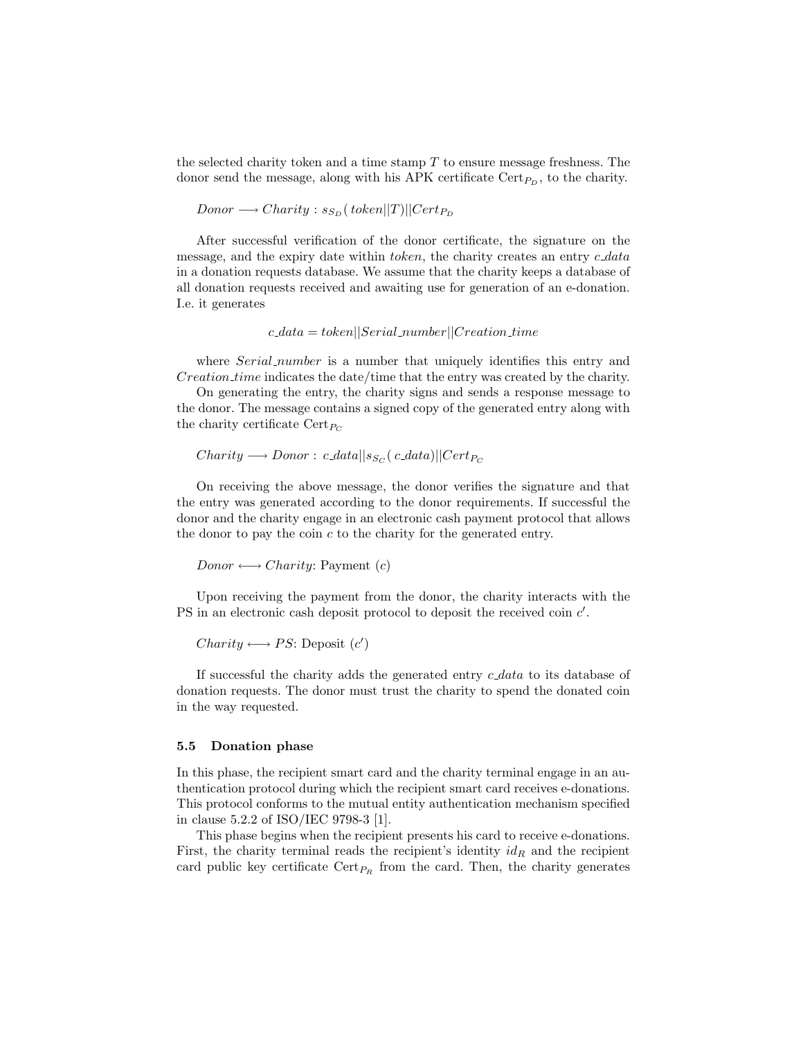the selected charity token and a time stamp $T$ to ensure message freshness. The donor send the message, along with his APK certificate $\text{Cert}_{P_D}$, to the charity.

$Donor \longrightarrow Charity : s_{S_D}(\,token||T)||Cert_{P_D}$

After successful verification of the donor certificate, the signature on the message, and the expiry date within *token*, the charity creates an entry *c_data* in a donation requests database. We assume that the charity keeps a database of all donation requests received and awaiting use for generation of an e-donation. I.e. it generates

$$c\_data = token||Serial\_number||Creation\_time$$

where *Serial_number* is a number that uniquely identifies this entry and *Creation_time* indicates the date/time that the entry was created by the charity.

On generating the entry, the charity signs and sends a response message to the donor. The message contains a signed copy of the generated entry along with the charity certificate $\text{Cert}_{P_C}$

$Charity \longrightarrow Donor : \; c\_data||s_{S_C}(\,c\_data)||Cert_{P_C}$

On receiving the above message, the donor verifies the signature and that the entry was generated according to the donor requirements. If successful the donor and the charity engage in an electronic cash payment protocol that allows the donor to pay the coin $c$ to the charity for the generated entry.

$Donor \longleftrightarrow Charity$: Payment $(c)$

Upon receiving the payment from the donor, the charity interacts with the PS in an electronic cash deposit protocol to deposit the received coin $c'$.

$Charity \longleftrightarrow PS$: Deposit $(c')$

If successful the charity adds the generated entry *c_data* to its database of donation requests. The donor must trust the charity to spend the donated coin in the way requested.

### 5.5 Donation phase

In this phase, the recipient smart card and the charity terminal engage in an authentication protocol during which the recipient smart card receives e-donations. This protocol conforms to the mutual entity authentication mechanism specified in clause 5.2.2 of ISO/IEC 9798-3 [1].

This phase begins when the recipient presents his card to receive e-donations. First, the charity terminal reads the recipient's identity $id_R$ and the recipient card public key certificate $\text{Cert}_{P_R}$ from the card. Then, the charity generates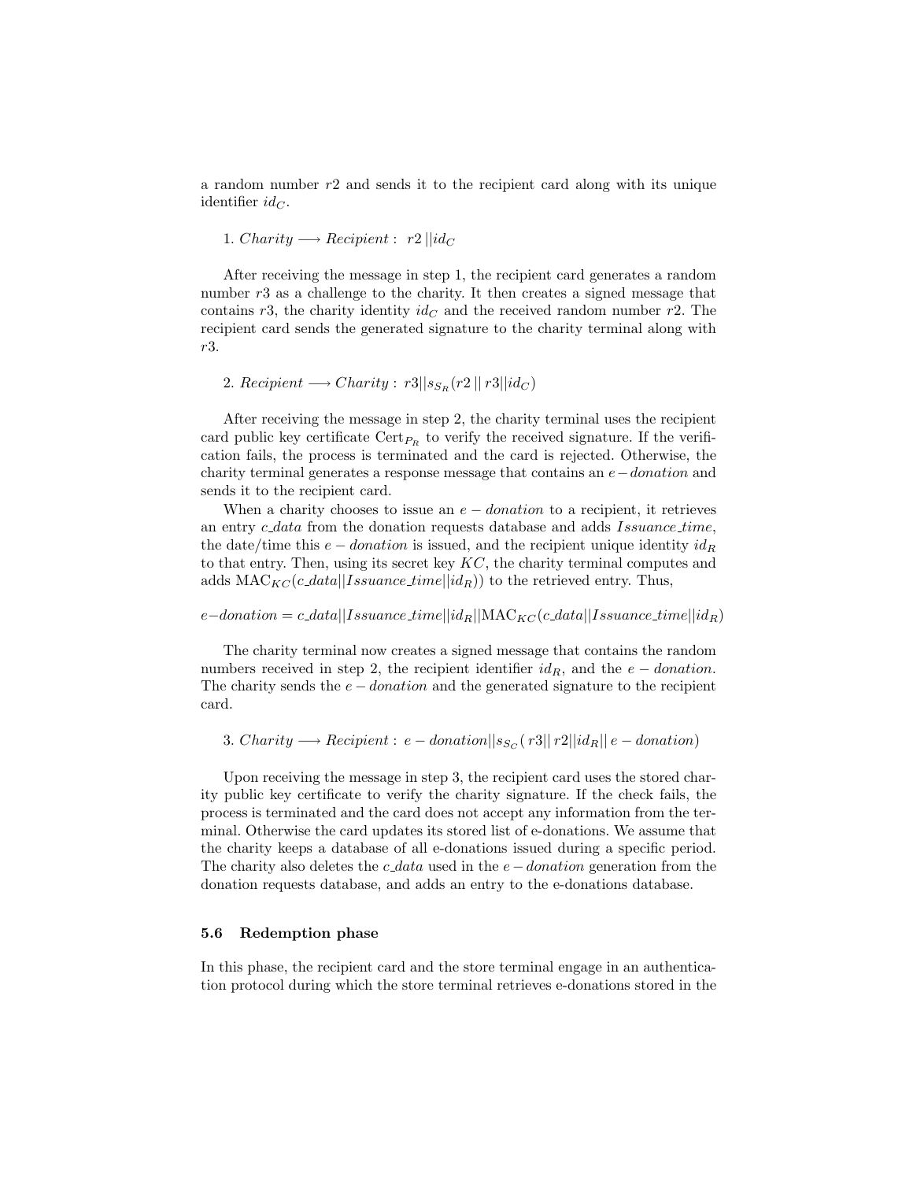a random number $r2$ and sends it to the recipient card along with its unique identifier $id_C$.

1. $Charity \longrightarrow Recipient: \; r2 \,||id_C$

After receiving the message in step 1, the recipient card generates a random number $r3$ as a challenge to the charity. It then creates a signed message that contains $r3$, the charity identity $id_C$ and the received random number $r2$. The recipient card sends the generated signature to the charity terminal along with $r3$.

2. $Recipient \longrightarrow Charity: \; r3||s_{S_R}(r2 \,||\, r3||id_C)$

After receiving the message in step 2, the charity terminal uses the recipient card public key certificate $\text{Cert}_{P_R}$ to verify the received signature. If the verification fails, the process is terminated and the card is rejected. Otherwise, the charity terminal generates a response message that contains an $e-donation$ and sends it to the recipient card.

When a charity chooses to issue an $e-donation$ to a recipient, it retrieves an entry $c\_data$ from the donation requests database and adds $Issuance\_time$, the date/time this $e-donation$ is issued, and the recipient unique identity $id_R$ to that entry. Then, using its secret key $KC$, the charity terminal computes and adds $\text{MAC}_{KC}(c\_data||Issuance\_time||id_R)$ to the retrieved entry. Thus,

$$e-donation = c\_data||Issuance\_time||id_R||\text{MAC}_{KC}(c\_data||Issuance\_time||id_R)$$

The charity terminal now creates a signed message that contains the random numbers received in step 2, the recipient identifier $id_R$, and the $e-donation$. The charity sends the $e-donation$ and the generated signature to the recipient card.

3. $Charity \longrightarrow Recipient: \; e-donation||s_{S_C}(\,r3||\,r2||id_R||\,e-donation)$

Upon receiving the message in step 3, the recipient card uses the stored charity public key certificate to verify the charity signature. If the check fails, the process is terminated and the card does not accept any information from the terminal. Otherwise the card updates its stored list of e-donations. We assume that the charity keeps a database of all e-donations issued during a specific period. The charity also deletes the $c\_data$ used in the $e-donation$ generation from the donation requests database, and adds an entry to the e-donations database.

### 5.6 Redemption phase

In this phase, the recipient card and the store terminal engage in an authentication protocol during which the store terminal retrieves e-donations stored in the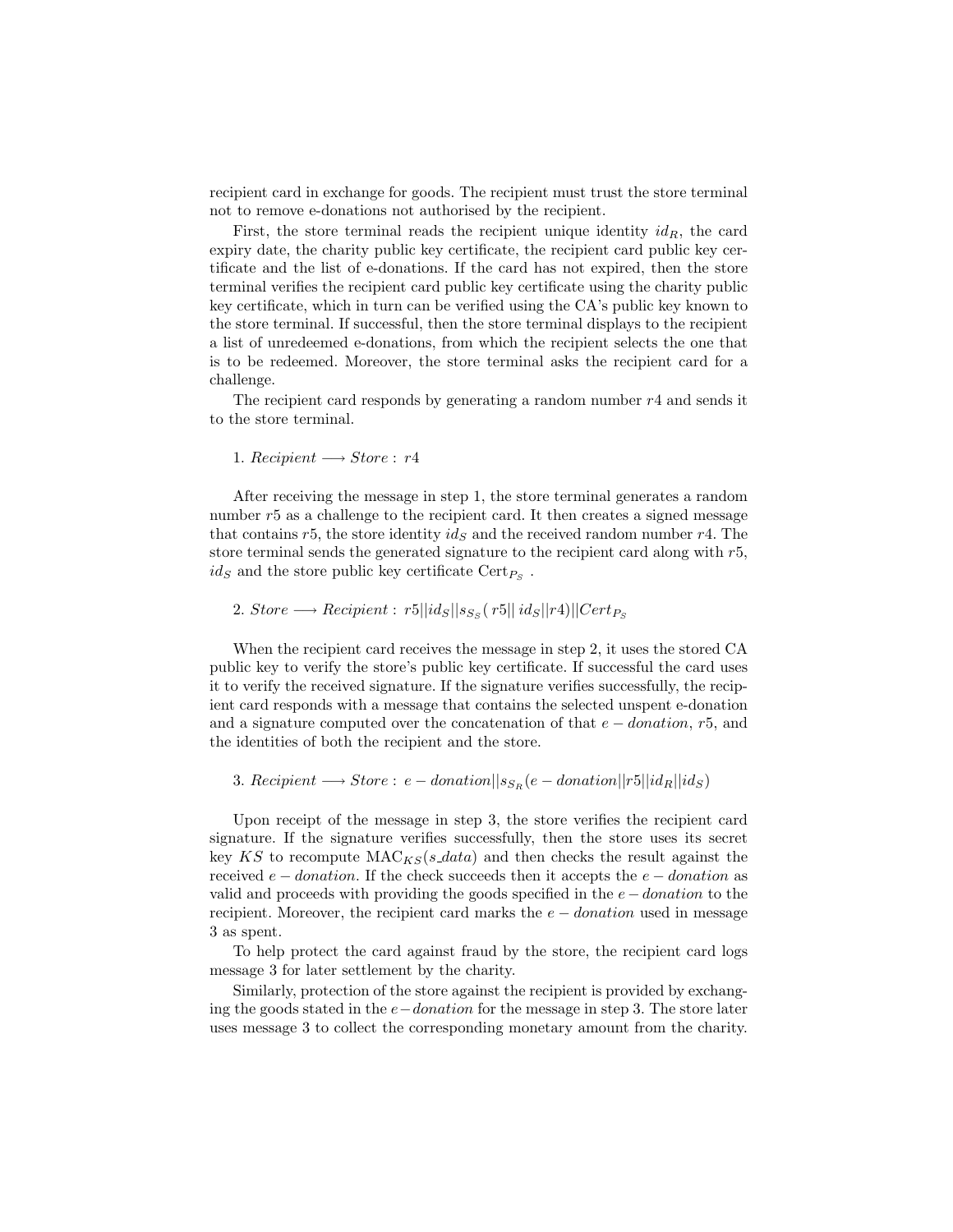recipient card in exchange for goods. The recipient must trust the store terminal not to remove e-donations not authorised by the recipient.

First, the store terminal reads the recipient unique identity $id_R$, the card expiry date, the charity public key certificate, the recipient card public key certificate and the list of e-donations. If the card has not expired, then the store terminal verifies the recipient card public key certificate using the charity public key certificate, which in turn can be verified using the CA's public key known to the store terminal. If successful, then the store terminal displays to the recipient a list of unredeemed e-donations, from which the recipient selects the one that is to be redeemed. Moreover, the store terminal asks the recipient card for a challenge.

The recipient card responds by generating a random number $r4$ and sends it to the store terminal.

1. $Recipient \longrightarrow Store:\ r4$

After receiving the message in step 1, the store terminal generates a random number $r5$ as a challenge to the recipient card. It then creates a signed message that contains $r5$, the store identity $id_S$ and the received random number $r4$. The store terminal sends the generated signature to the recipient card along with $r5$, $id_S$ and the store public key certificate $\text{Cert}_{P_S}$ .

2. $Store \longrightarrow Recipient:\ r5||id_S||s_{S_S}(\ r5||\ id_S||r4)||Cert_{P_S}$

When the recipient card receives the message in step 2, it uses the stored CA public key to verify the store's public key certificate. If successful the card uses it to verify the received signature. If the signature verifies successfully, the recipient card responds with a message that contains the selected unspent e-donation and a signature computed over the concatenation of that $e-donation$, $r5$, and the identities of both the recipient and the store.

3. $Recipient \longrightarrow Store:\ e-donation||s_{S_R}(e-donation||r5||id_R||id_S)$

Upon receipt of the message in step 3, the store verifies the recipient card signature. If the signature verifies successfully, then the store uses its secret key $KS$ to recompute $\text{MAC}_{KS}(s\_data)$ and then checks the result against the received $e-donation$. If the check succeeds then it accepts the $e-donation$ as valid and proceeds with providing the goods specified in the $e-donation$ to the recipient. Moreover, the recipient card marks the $e-donation$ used in message 3 as spent.

To help protect the card against fraud by the store, the recipient card logs message 3 for later settlement by the charity.

Similarly, protection of the store against the recipient is provided by exchanging the goods stated in the $e-donation$ for the message in step 3. The store later uses message 3 to collect the corresponding monetary amount from the charity.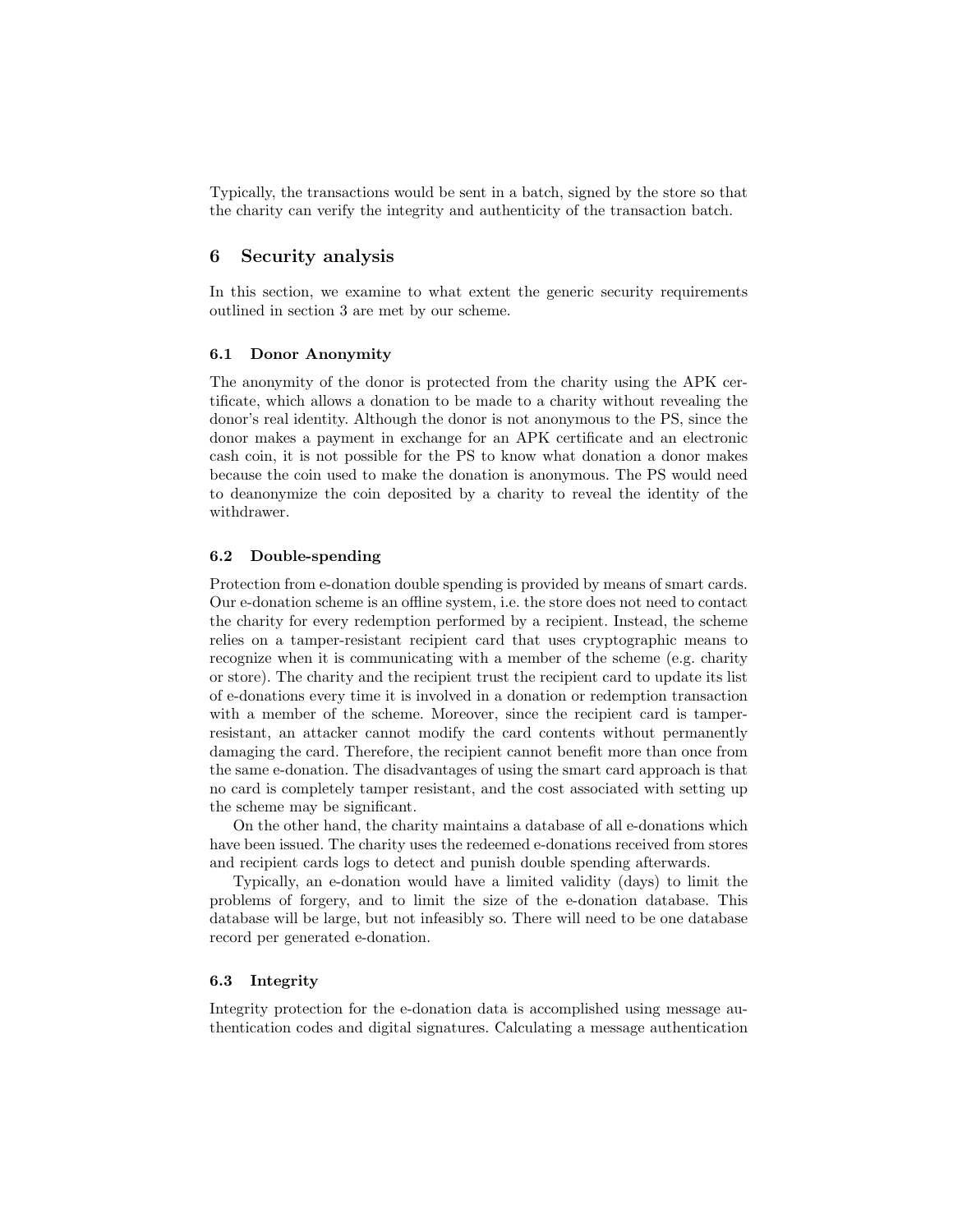Typically, the transactions would be sent in a batch, signed by the store so that the charity can verify the integrity and authenticity of the transaction batch.

## 6 Security analysis

In this section, we examine to what extent the generic security requirements outlined in section 3 are met by our scheme.

### 6.1 Donor Anonymity

The anonymity of the donor is protected from the charity using the APK certificate, which allows a donation to be made to a charity without revealing the donor's real identity. Although the donor is not anonymous to the PS, since the donor makes a payment in exchange for an APK certificate and an electronic cash coin, it is not possible for the PS to know what donation a donor makes because the coin used to make the donation is anonymous. The PS would need to deanonymize the coin deposited by a charity to reveal the identity of the withdrawer.

### 6.2 Double-spending

Protection from e-donation double spending is provided by means of smart cards. Our e-donation scheme is an offline system, i.e. the store does not need to contact the charity for every redemption performed by a recipient. Instead, the scheme relies on a tamper-resistant recipient card that uses cryptographic means to recognize when it is communicating with a member of the scheme (e.g. charity or store). The charity and the recipient trust the recipient card to update its list of e-donations every time it is involved in a donation or redemption transaction with a member of the scheme. Moreover, since the recipient card is tamper-resistant, an attacker cannot modify the card contents without permanently damaging the card. Therefore, the recipient cannot benefit more than once from the same e-donation. The disadvantages of using the smart card approach is that no card is completely tamper resistant, and the cost associated with setting up the scheme may be significant.

On the other hand, the charity maintains a database of all e-donations which have been issued. The charity uses the redeemed e-donations received from stores and recipient cards logs to detect and punish double spending afterwards.

Typically, an e-donation would have a limited validity (days) to limit the problems of forgery, and to limit the size of the e-donation database. This database will be large, but not infeasibly so. There will need to be one database record per generated e-donation.

### 6.3 Integrity

Integrity protection for the e-donation data is accomplished using message authentication codes and digital signatures. Calculating a message authentication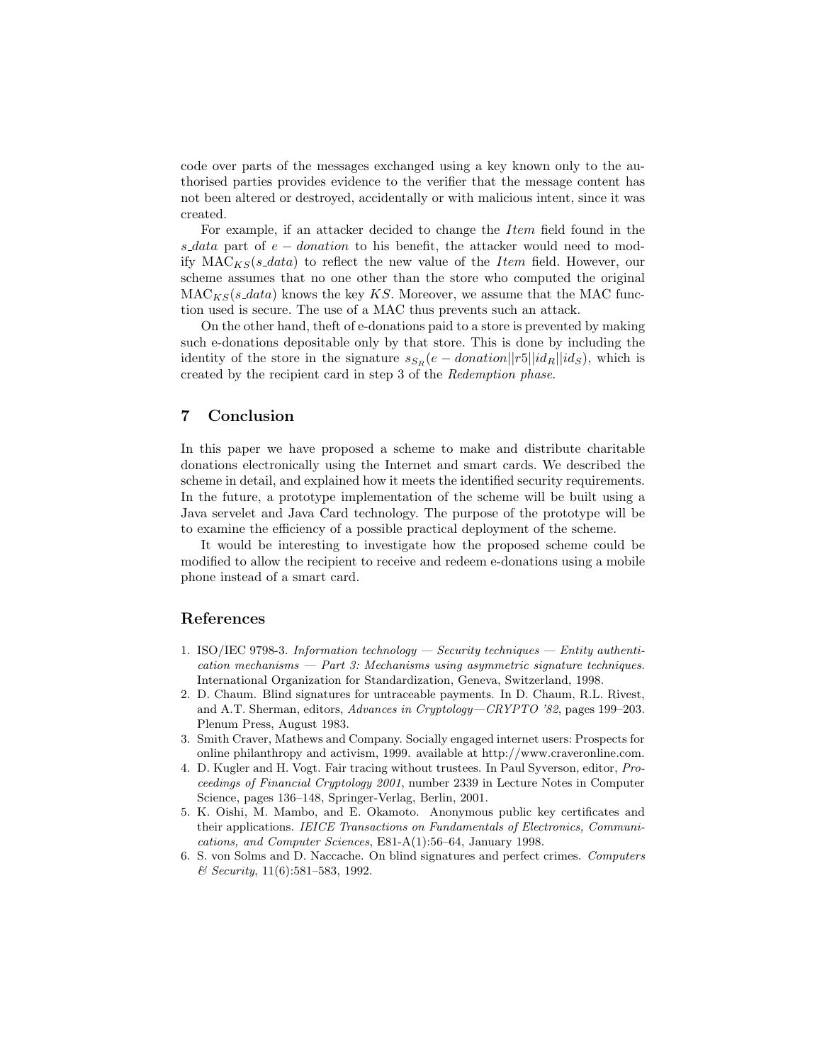code over parts of the messages exchanged using a key known only to the authorised parties provides evidence to the verifier that the message content has not been altered or destroyed, accidentally or with malicious intent, since it was created.

For example, if an attacker decided to change the *Item* field found in the *s_data* part of $e-donation$ to his benefit, the attacker would need to modify $\mathrm{MAC}_{KS}(s\_data)$ to reflect the new value of the *Item* field. However, our scheme assumes that no one other than the store who computed the original $\mathrm{MAC}_{KS}(s\_data)$ knows the key $KS$. Moreover, we assume that the MAC function used is secure. The use of a MAC thus prevents such an attack.

On the other hand, theft of e-donations paid to a store is prevented by making such e-donations depositable only by that store. This is done by including the identity of the store in the signature $s_{S_R}(e-donation||r5||id_R||id_S)$, which is created by the recipient card in step 3 of the *Redemption phase*.

## 7 Conclusion

In this paper we have proposed a scheme to make and distribute charitable donations electronically using the Internet and smart cards. We described the scheme in detail, and explained how it meets the identified security requirements. In the future, a prototype implementation of the scheme will be built using a Java servelet and Java Card technology. The purpose of the prototype will be to examine the efficiency of a possible practical deployment of the scheme.

It would be interesting to investigate how the proposed scheme could be modified to allow the recipient to receive and redeem e-donations using a mobile phone instead of a smart card.

## References

1. ISO/IEC 9798-3. *Information technology — Security techniques — Entity authentication mechanisms — Part 3: Mechanisms using asymmetric signature techniques.* International Organization for Standardization, Geneva, Switzerland, 1998.
2. D. Chaum. Blind signatures for untraceable payments. In D. Chaum, R.L. Rivest, and A.T. Sherman, editors, *Advances in Cryptology—CRYPTO '82*, pages 199–203. Plenum Press, August 1983.
3. Smith Craver, Mathews and Company. Socially engaged internet users: Prospects for online philanthropy and activism, 1999. available at http://www.craveronline.com.
4. D. Kugler and H. Vogt. Fair tracing without trustees. In Paul Syverson, editor, *Proceedings of Financial Cryptology 2001*, number 2339 in Lecture Notes in Computer Science, pages 136–148, Springer-Verlag, Berlin, 2001.
5. K. Oishi, M. Mambo, and E. Okamoto. Anonymous public key certificates and their applications. *IEICE Transactions on Fundamentals of Electronics, Communications, and Computer Sciences*, E81-A(1):56–64, January 1998.
6. S. von Solms and D. Naccache. On blind signatures and perfect crimes. *Computers & Security*, 11(6):581–583, 1992.